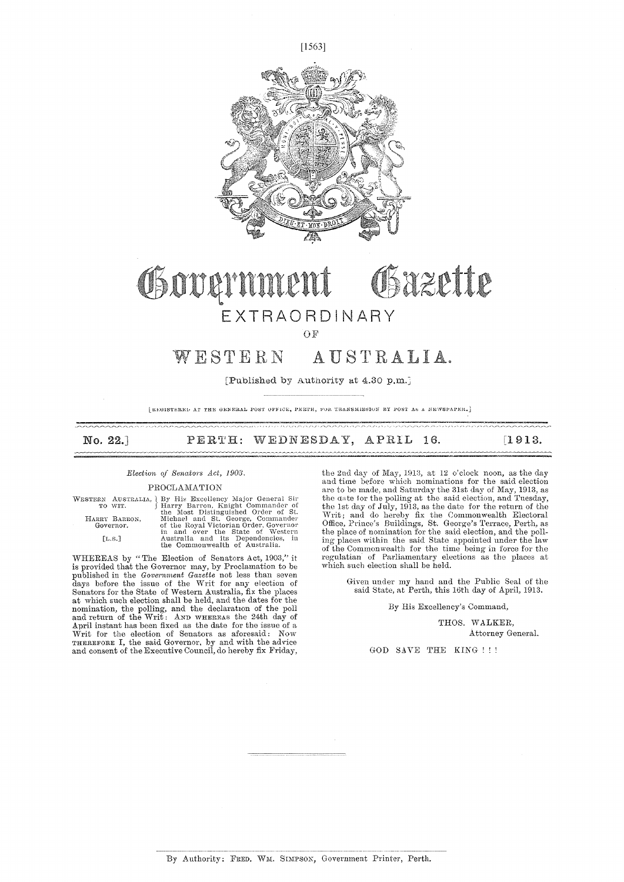# Government Gazette

## EXTRAORDINARY

OF

# WESTERN AUSTRALIA.

[Published by Authority at 4.30 p.m.]

[REGISTERED AT THE GENERAL POST OFFICE, PERTH, FOR TRANSMISSION BY POST AS A NEWSPAPER.]

**No. 22.] PERTH: WEDNESDAY, APRIL 16. [1913.**

*Election of Senators Act, 1903.*

PROCLAMATION

WESTERN AUSTRALIA, TO WIT. HARRY BARRON, Governor. [L.S.]

By His Excellency Major General Sir Harry Barron, Knight Commander of the Most Distinguished Order of St. Michael and St. George, Commander of the Royal Victorian Order, Governor in and over the State of Western Australia and its Dependencies, in the Commonwealth of Australia.

WHEREAS by "The Election of Senators Act, 1903," it is provided that the Governor may, by Proclamation to be published in the *Government Gazette* not less than seven days before the issue of the Writ for any election of Senators for the State of Western Australia, fix the places at which such election shall be held, and the dates for the nomination, the polling, and the declaration of the poll and return of the Writ: AND WHEREAS the 24th day of April instant has been fixed as the date for the issue of a Writ for the election of Senators as aforesaid: Now THEREFORE I, the said Governor, by and with the advice and consent of the Executive Council, do hereby fix Friday, the 2nd day of May, 1913, at 12 o'clock noon, as the day and time before which nominations for the said election are to be made, and Saturday the 31st day of May, 1913, as the date for the polling at the said election, and Tuesday, the 1st day of July, 1913, as the date for the return of the Writ; and do hereby fix the Commonwealth Electoral Office, Prince's Buildings, St. George's Terrace, Perth, as the place of nomination for the said election, and the polling places within the said State appointed under the law of the Commonwealth for the time being in force for the regulation of Parliamentary elections as the places at which such election shall be held.

Given under my hand and the Public Seal of the said State, at Perth, this 16th day of April, 1913.

By His Excellency's Command,

THOS. WALKER,
Attorney General.

GOD SAVE THE KING ! ! !

By Authority: FRED. WM. SIMPSON, Government Printer, Perth.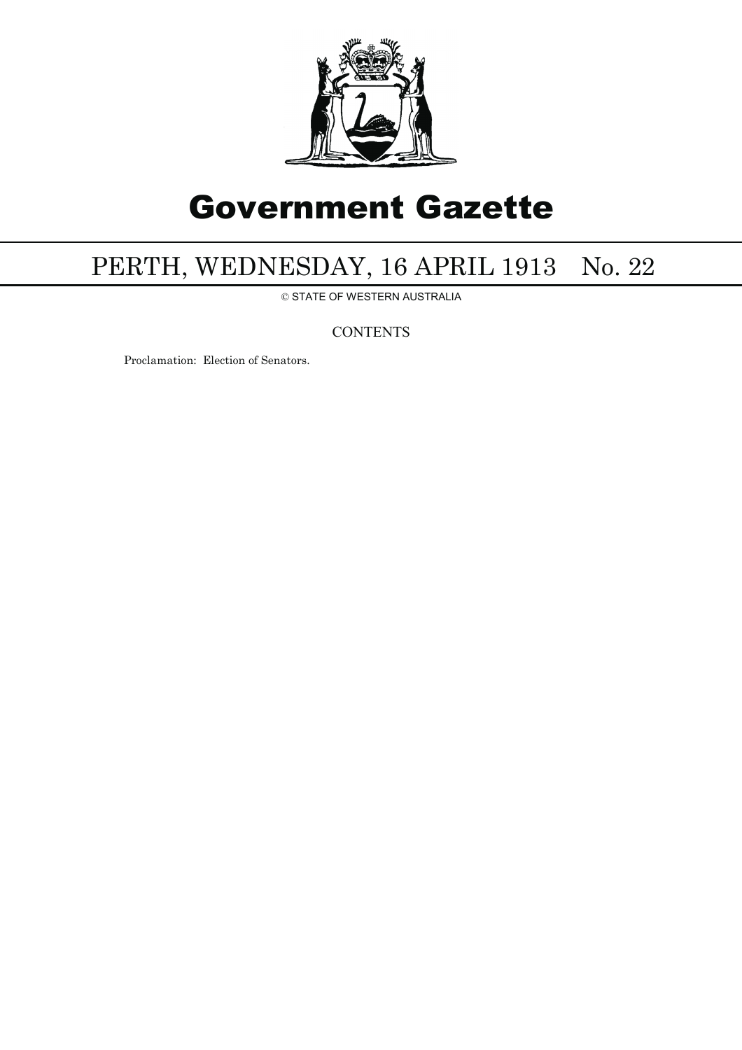# Government Gazette

## PERTH, WEDNESDAY, 16 APRIL 1913 No. 22

© STATE OF WESTERN AUSTRALIA

CONTENTS

Proclamation: Election of Senators.